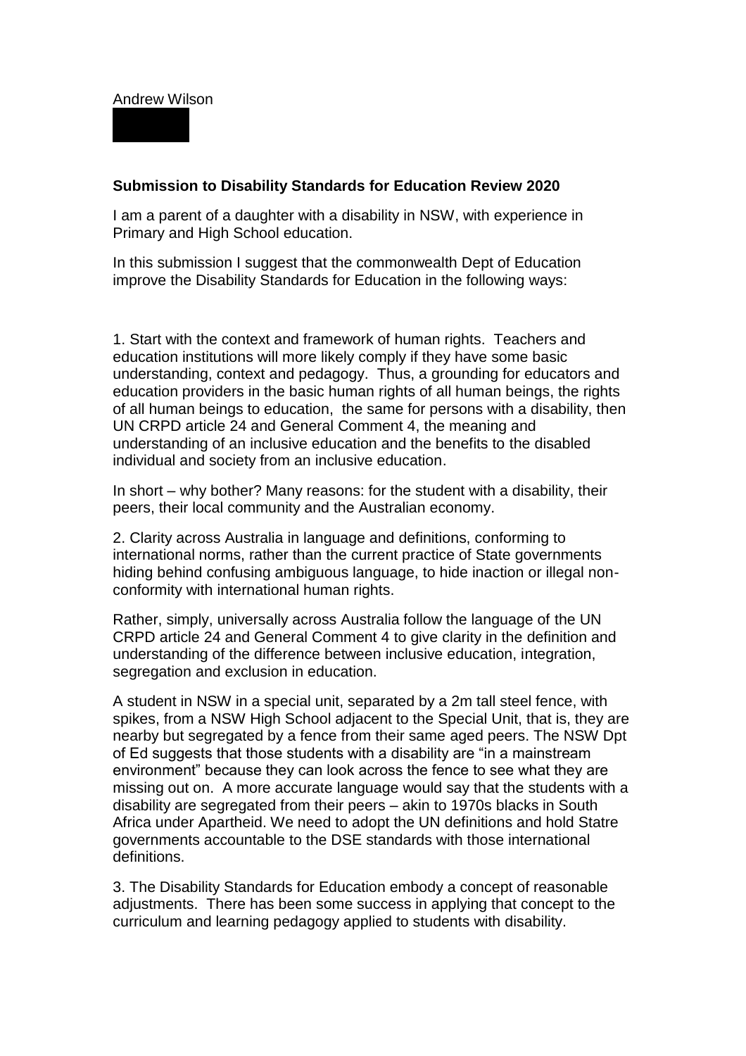Andrew Wilson

**Submission to Disability Standards for Education Review 2020**

I am a parent of a daughter with a disability in NSW, with experience in Primary and High School education.

In this submission I suggest that the commonwealth Dept of Education improve the Disability Standards for Education in the following ways:

1. Start with the context and framework of human rights. Teachers and education institutions will more likely comply if they have some basic understanding, context and pedagogy. Thus, a grounding for educators and education providers in the basic human rights of all human beings, the rights of all human beings to education, the same for persons with a disability, then UN CRPD article 24 and General Comment 4, the meaning and understanding of an inclusive education and the benefits to the disabled individual and society from an inclusive education.

In short – why bother? Many reasons: for the student with a disability, their peers, their local community and the Australian economy.

2. Clarity across Australia in language and definitions, conforming to international norms, rather than the current practice of State governments hiding behind confusing ambiguous language, to hide inaction or illegal non-conformity with international human rights.

Rather, simply, universally across Australia follow the language of the UN CRPD article 24 and General Comment 4 to give clarity in the definition and understanding of the difference between inclusive education, integration, segregation and exclusion in education.

A student in NSW in a special unit, separated by a 2m tall steel fence, with spikes, from a NSW High School adjacent to the Special Unit, that is, they are nearby but segregated by a fence from their same aged peers. The NSW Dpt of Ed suggests that those students with a disability are "in a mainstream environment" because they can look across the fence to see what they are missing out on. A more accurate language would say that the students with a disability are segregated from their peers – akin to 1970s blacks in South Africa under Apartheid. We need to adopt the UN definitions and hold Statre governments accountable to the DSE standards with those international definitions.

3. The Disability Standards for Education embody a concept of reasonable adjustments. There has been some success in applying that concept to the curriculum and learning pedagogy applied to students with disability.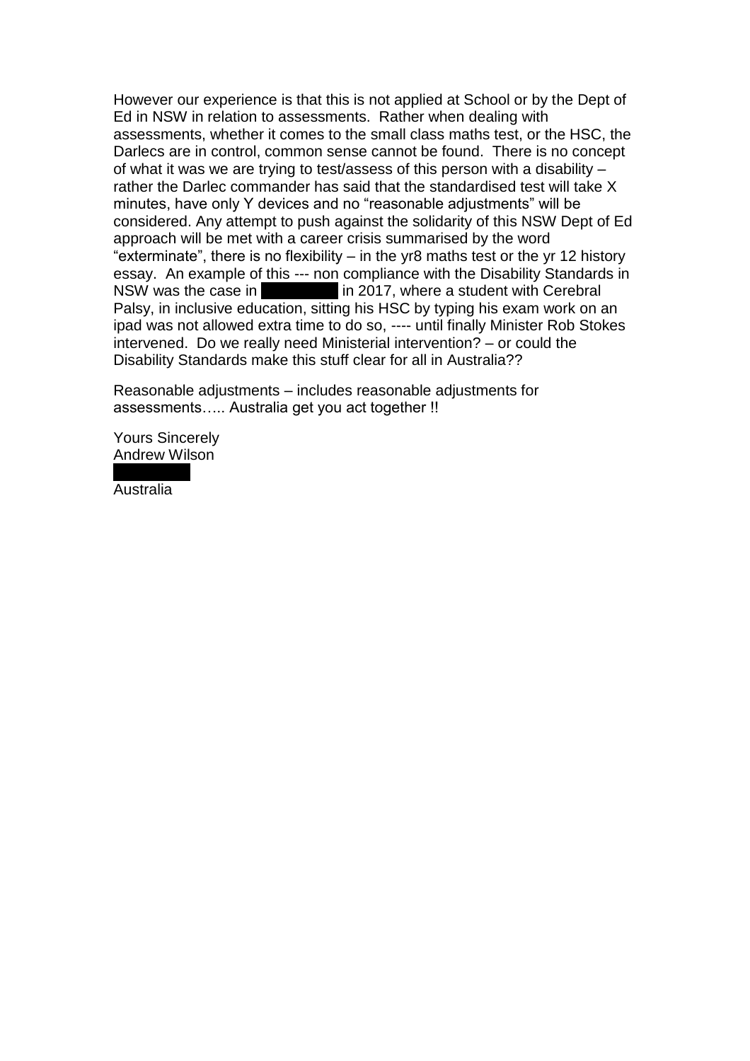However our experience is that this is not applied at School or by the Dept of Ed in NSW in relation to assessments. Rather when dealing with assessments, whether it comes to the small class maths test, or the HSC, the Darlecs are in control, common sense cannot be found. There is no concept of what it was we are trying to test/assess of this person with a disability – rather the Darlec commander has said that the standardised test will take X minutes, have only Y devices and no "reasonable adjustments" will be considered. Any attempt to push against the solidarity of this NSW Dept of Ed approach will be met with a career crisis summarised by the word "exterminate", there is no flexibility – in the yr8 maths test or the yr 12 history essay. An example of this --- non compliance with the Disability Standards in NSW was the case in ██████ in 2017, where a student with Cerebral Palsy, in inclusive education, sitting his HSC by typing his exam work on an ipad was not allowed extra time to do so, ---- until finally Minister Rob Stokes intervened. Do we really need Ministerial intervention? – or could the Disability Standards make this stuff clear for all in Australia??

Reasonable adjustments – includes reasonable adjustments for assessments….. Australia get you act together !!

Yours Sincerely
Andrew Wilson
██████
Australia